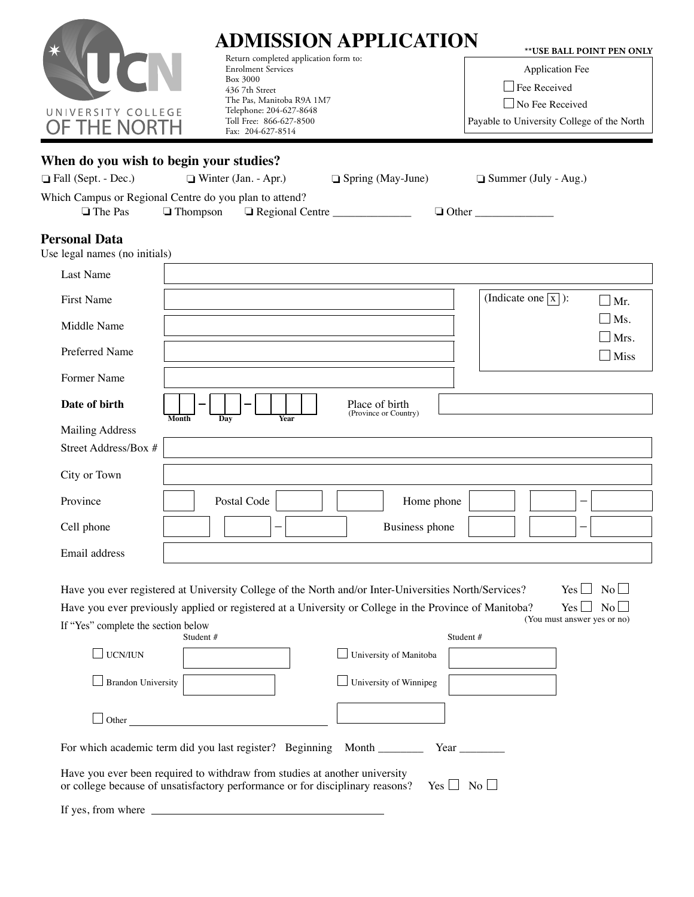UNIVERSITY COLLEGE OF THE NORTH

# ADMISSION APPLICATION

**USE BALL POINT PEN ONLY

Return completed application form to:
Enrolment Services
Box 3000
436 7th Street
The Pas, Manitoba R9A 1M7
Telephone: 204-627-8648
Toll Free: 866-627-8500
Fax: 204-627-8514

Application Fee
☐ Fee Received
☐ No Fee Received
Payable to University College of the North

## When do you wish to begin your studies?

☐ Fall (Sept. - Dec.) ☐ Winter (Jan. - Apr.) ☐ Spring (May-June) ☐ Summer (July - Aug.)

Which Campus or Regional Centre do you plan to attend?

☐ The Pas ☐ Thompson ☐ Regional Centre ______________ ☐ Other ______________

## Personal Data

Use legal names (no initials)

Last Name

First Name

Middle Name

Preferred Name

Former Name

(Indicate one [x]): ☐ Mr. ☐ Ms. ☐ Mrs. ☐ Miss

**Date of birth** ___ – ___ – ___ (Month, Day, Year)

Place of birth (Province or Country)

Mailing Address

Street Address/Box #

City or Town

Province

Postal Code

Home phone –

Cell phone –

Business phone –

Email address

Have you ever registered at University College of the North and/or Inter-Universities North/Services? Yes ☐ No ☐

Have you ever previously applied or registered at a University or College in the Province of Manitoba? Yes ☐ No ☐
(You must answer yes or no)

If "Yes" complete the section below

| | Student # | | Student # |
|---|---|---|---|
| ☐ UCN/IUN | | ☐ University of Manitoba | |
| ☐ Brandon University | | ☐ University of Winnipeg | |
| ☐ Other ______________ | | | |

For which academic term did you last register? Beginning Month ________ Year ________

Have you ever been required to withdraw from studies at another university or college because of unsatisfactory performance or for disciplinary reasons? Yes ☐ No ☐

If yes, from where ________________________________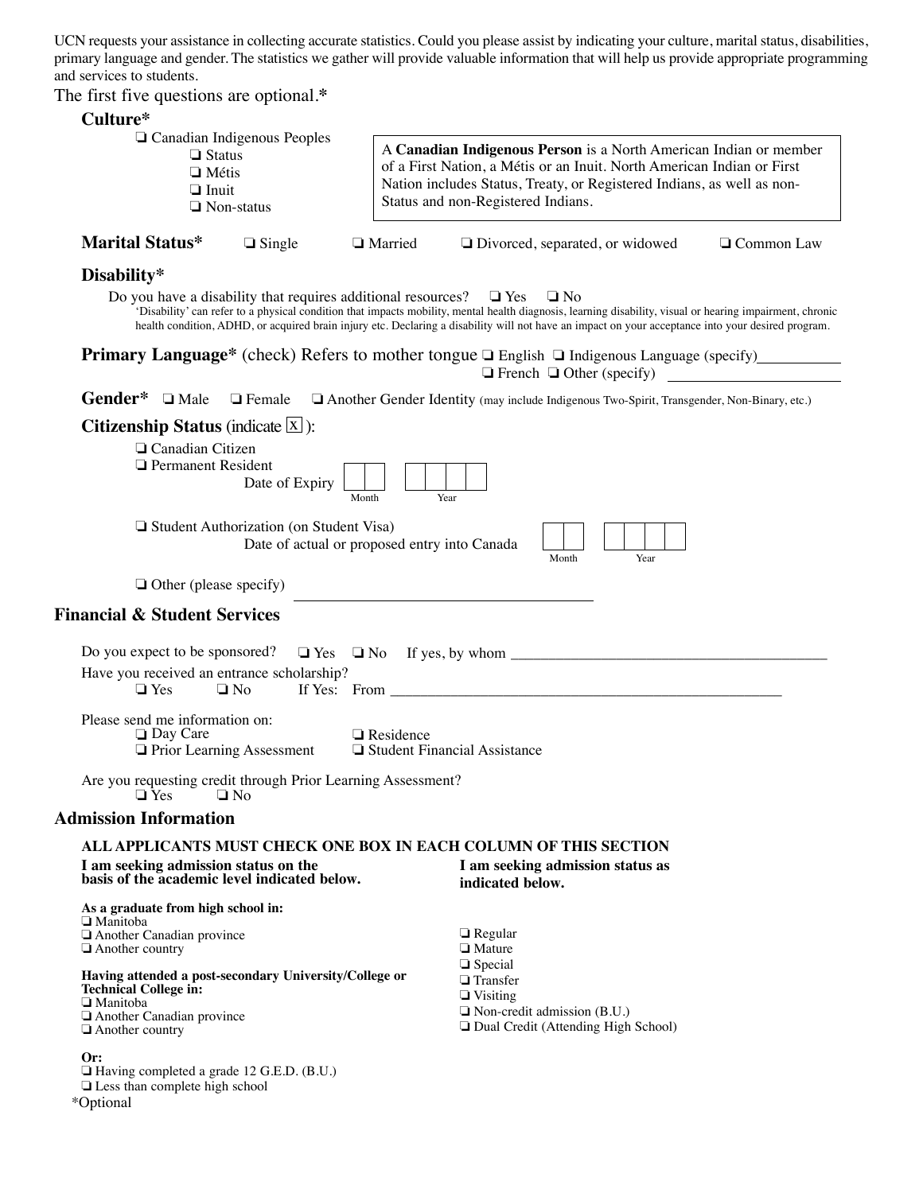UCN requests your assistance in collecting accurate statistics. Could you please assist by indicating your culture, marital status, disabilities, primary language and gender. The statistics we gather will provide valuable information that will help us provide appropriate programming and services to students.

The first five questions are optional.*

### Culture*

❑ Canadian Indigenous Peoples
- ❑ Status
- ❑ Métis
- ❑ Inuit
- ❑ Non-status

A **Canadian Indigenous Person** is a North American Indian or member of a First Nation, a Métis or an Inuit. North American Indian or First Nation includes Status, Treaty, or Registered Indians, as well as non-Status and non-Registered Indians.

### Marital Status*

❑ Single ❑ Married ❑ Divorced, separated, or widowed ❑ Common Law

### Disability*

Do you have a disability that requires additional resources? ❑ Yes ❑ No

'Disability' can refer to a physical condition that impacts mobility, mental health diagnosis, learning disability, visual or hearing impairment, chronic health condition, ADHD, or acquired brain injury etc. Declaring a disability will not have an impact on your acceptance into your desired program.

**Primary Language*** (check) Refers to mother tongue ❑ English ❑ Indigenous Language (specify) __________
❑ French ❑ Other (specify) __________

**Gender*** ❑ Male ❑ Female ❑ Another Gender Identity (may include Indigenous Two-Spirit, Transgender, Non-Binary, etc.)

### Citizenship Status (indicate [X]):

❑ Canadian Citizen

❑ Permanent Resident

Date of Expiry [ | ] Month [ | | | ] Year

❑ Student Authorization (on Student Visa)

Date of actual or proposed entry into Canada [ | ] Month [ | | | ] Year

❑ Other (please specify) __________

## Financial & Student Services

Do you expect to be sponsored? ❑ Yes ❑ No If yes, by whom __________

Have you received an entrance scholarship?
❑ Yes ❑ No If Yes: From __________

Please send me information on:
- ❑ Day Care
- ❑ Prior Learning Assessment
- ❑ Residence
- ❑ Student Financial Assistance

Are you requesting credit through Prior Learning Assessment?
❑ Yes ❑ No

## Admission Information

**ALL APPLICANTS MUST CHECK ONE BOX IN EACH COLUMN OF THIS SECTION**

**I am seeking admission status on the basis of the academic level indicated below.**

**As a graduate from high school in:**
- ❑ Manitoba
- ❑ Another Canadian province
- ❑ Another country

**Having attended a post-secondary University/College or Technical College in:**
- ❑ Manitoba
- ❑ Another Canadian province
- ❑ Another country

**Or:**
- ❑ Having completed a grade 12 G.E.D. (B.U.)
- ❑ Less than complete high school

**I am seeking admission status as indicated below.**
- ❑ Regular
- ❑ Mature
- ❑ Special
- ❑ Transfer
- ❑ Visiting
- ❑ Non-credit admission (B.U.)
- ❑ Dual Credit (Attending High School)

*Optional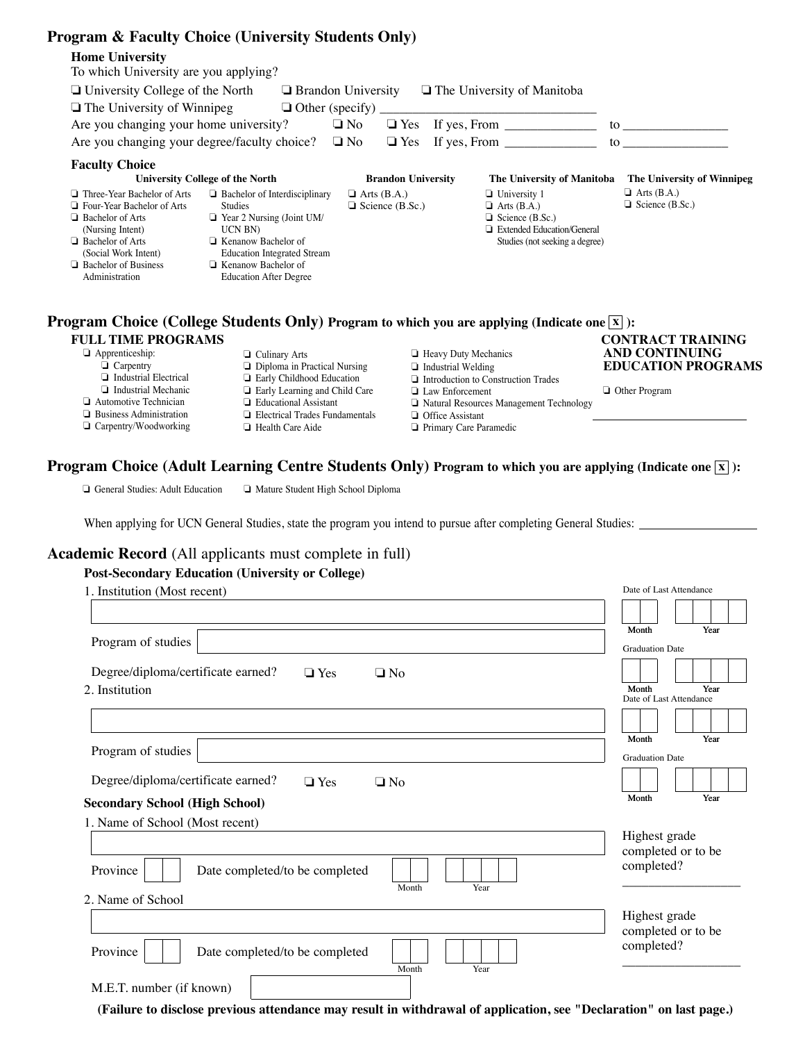## Program & Faculty Choice (University Students Only)

### Home University

To which University are you applying?

❑ University College of the North ❑ Brandon University ❑ The University of Manitoba

❑ The University of Winnipeg ❑ Other (specify) ______________________________

Are you changing your home university? ❑ No ❑ Yes If yes, From ____________ to ______________

Are you changing your degree/faculty choice? ❑ No ❑ Yes If yes, From ____________ to ______________

### Faculty Choice

**University College of the North**

- ❑ Three-Year Bachelor of Arts
- ❑ Four-Year Bachelor of Arts
- ❑ Bachelor of Arts (Nursing Intent)
- ❑ Bachelor of Arts (Social Work Intent)
- ❑ Bachelor of Business Administration
- ❑ Bachelor of Interdisciplinary Studies
- ❑ Year 2 Nursing (Joint UM/ UCN BN)
- ❑ Kenanow Bachelor of Education Integrated Stream
- ❑ Kenanow Bachelor of Education After Degree

**Brandon University**

- ❑ Arts (B.A.)
- ❑ Science (B.Sc.)

**The University of Manitoba**

- ❑ University 1
- ❑ Arts (B.A.)
- ❑ Science (B.Sc.)
- ❑ Extended Education/General Studies (not seeking a degree)

**The University of Winnipeg**

- ❑ Arts (B.A.)
- ❑ Science (B.Sc.)

## Program Choice (College Students Only) Program to which you are applying (Indicate one [x]):

### FULL TIME PROGRAMS

- ❑ Apprenticeship:
  - ❑ Carpentry
  - ❑ Industrial Electrical
  - ❑ Industrial Mechanic
- ❑ Automotive Technician
- ❑ Business Administration
- ❑ Carpentry/Woodworking
- ❑ Culinary Arts
- ❑ Diploma in Practical Nursing
- ❑ Early Childhood Education
- ❑ Early Learning and Child Care
- ❑ Educational Assistant
- ❑ Electrical Trades Fundamentals
- ❑ Health Care Aide
- ❑ Heavy Duty Mechanics
- ❑ Industrial Welding
- ❑ Introduction to Construction Trades
- ❑ Law Enforcement
- ❑ Natural Resources Management Technology
- ❑ Office Assistant
- ❑ Primary Care Paramedic

### CONTRACT TRAINING AND CONTINUING EDUCATION PROGRAMS

- ❑ Other Program

______________________________

## Program Choice (Adult Learning Centre Students Only) Program to which you are applying (Indicate one [x]):

❑ General Studies: Adult Education ❑ Mature Student High School Diploma

When applying for UCN General Studies, state the program you intend to pursue after completing General Studies: ____________________

## Academic Record (All applicants must complete in full)

### Post-Secondary Education (University or College)

1. Institution (Most recent) ______________________________

Date of Last Attendance: Month ____ Year ____

Program of studies ______________________________

Graduation Date: Month ____ Year ____

Degree/diploma/certificate earned? ❑ Yes ❑ No

2. Institution ______________________________

Date of Last Attendance: Month ____ Year ____

Program of studies ______________________________

Graduation Date: Month ____ Year ____

Degree/diploma/certificate earned? ❑ Yes ❑ No

### Secondary School (High School)

1. Name of School (Most recent) ______________________________

Province ____ Date completed/to be completed Month ____ Year ____

Highest grade completed or to be completed? ____________

2. Name of School ______________________________

Province ____ Date completed/to be completed Month ____ Year ____

Highest grade completed or to be completed? ____________

M.E.T. number (if known) ____________

**(Failure to disclose previous attendance may result in withdrawal of application, see "Declaration" on last page.)**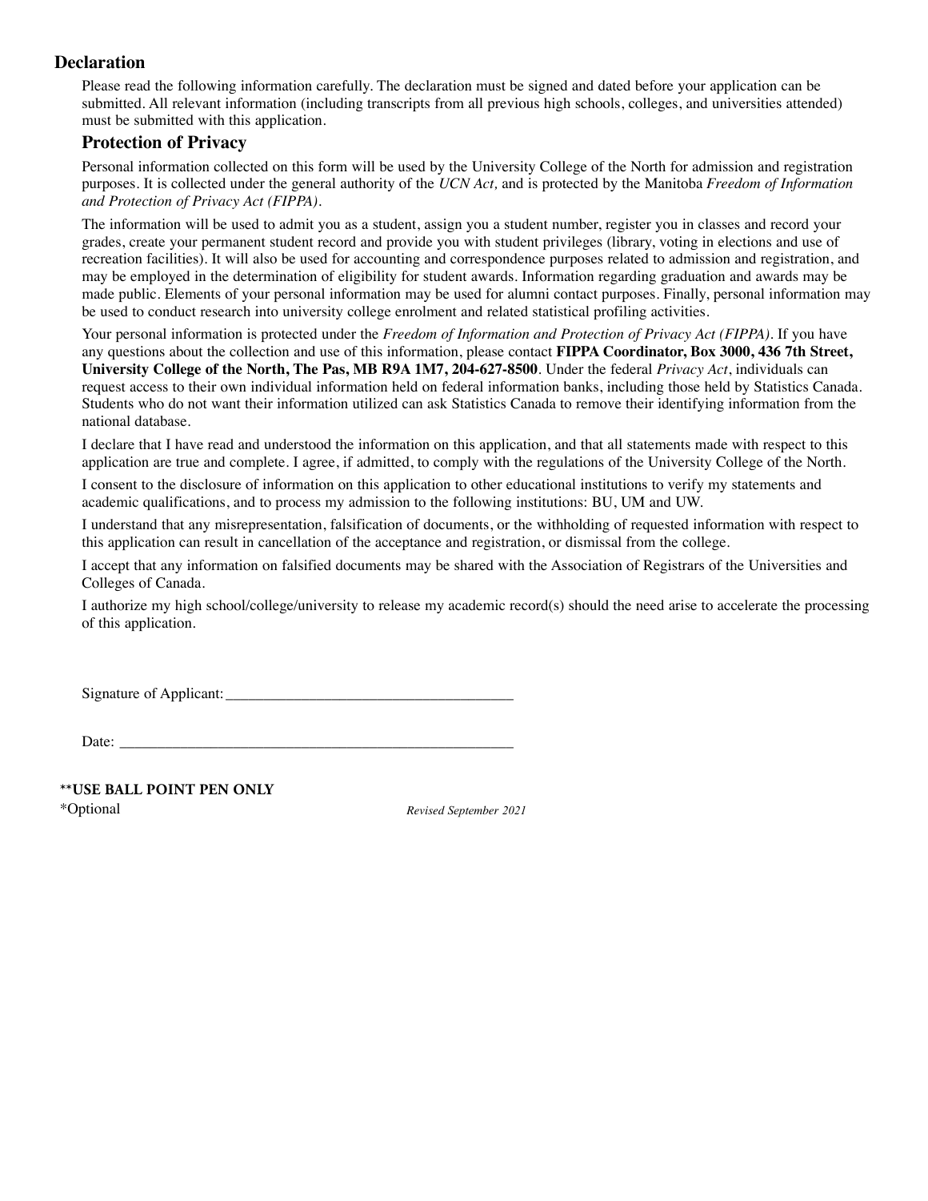## Declaration

Please read the following information carefully. The declaration must be signed and dated before your application can be submitted. All relevant information (including transcripts from all previous high schools, colleges, and universities attended) must be submitted with this application.

### Protection of Privacy

Personal information collected on this form will be used by the University College of the North for admission and registration purposes. It is collected under the general authority of the *UCN Act,* and is protected by the Manitoba *Freedom of Information and Protection of Privacy Act (FIPPA).*

The information will be used to admit you as a student, assign you a student number, register you in classes and record your grades, create your permanent student record and provide you with student privileges (library, voting in elections and use of recreation facilities). It will also be used for accounting and correspondence purposes related to admission and registration, and may be employed in the determination of eligibility for student awards. Information regarding graduation and awards may be made public. Elements of your personal information may be used for alumni contact purposes. Finally, personal information may be used to conduct research into university college enrolment and related statistical profiling activities.

Your personal information is protected under the *Freedom of Information and Protection of Privacy Act (FIPPA).* If you have any questions about the collection and use of this information, please contact **FIPPA Coordinator, Box 3000, 436 7th Street, University College of the North, The Pas, MB R9A 1M7, 204-627-8500**. Under the federal *Privacy Act*, individuals can request access to their own individual information held on federal information banks, including those held by Statistics Canada. Students who do not want their information utilized can ask Statistics Canada to remove their identifying information from the national database.

I declare that I have read and understood the information on this application, and that all statements made with respect to this application are true and complete. I agree, if admitted, to comply with the regulations of the University College of the North.

I consent to the disclosure of information on this application to other educational institutions to verify my statements and academic qualifications, and to process my admission to the following institutions: BU, UM and UW.

I understand that any misrepresentation, falsification of documents, or the withholding of requested information with respect to this application can result in cancellation of the acceptance and registration, or dismissal from the college.

I accept that any information on falsified documents may be shared with the Association of Registrars of the Universities and Colleges of Canada.

I authorize my high school/college/university to release my academic record(s) should the need arise to accelerate the processing of this application.

Signature of Applicant: ______________________________________

Date: ____________________________________________________

**\*\*USE BALL POINT PEN ONLY**

*Optional

*Revised September 2021*